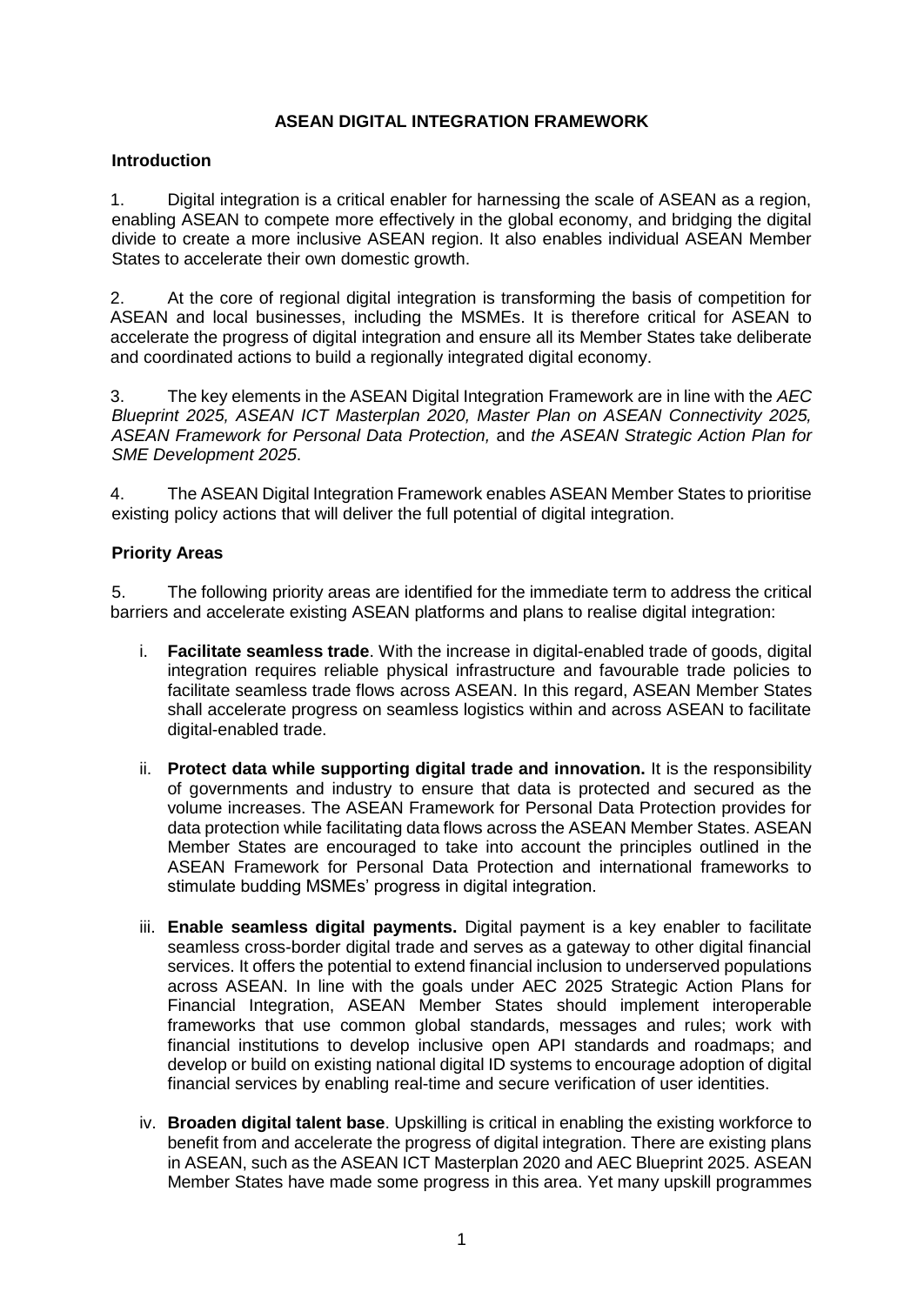# ASEAN DIGITAL INTEGRATION FRAMEWORK

## Introduction

1. Digital integration is a critical enabler for harnessing the scale of ASEAN as a region, enabling ASEAN to compete more effectively in the global economy, and bridging the digital divide to create a more inclusive ASEAN region. It also enables individual ASEAN Member States to accelerate their own domestic growth.

2. At the core of regional digital integration is transforming the basis of competition for ASEAN and local businesses, including the MSMEs. It is therefore critical for ASEAN to accelerate the progress of digital integration and ensure all its Member States take deliberate and coordinated actions to build a regionally integrated digital economy.

3. The key elements in the ASEAN Digital Integration Framework are in line with the *AEC Blueprint 2025, ASEAN ICT Masterplan 2020, Master Plan on ASEAN Connectivity 2025, ASEAN Framework for Personal Data Protection,* and *the ASEAN Strategic Action Plan for SME Development 2025*.

4. The ASEAN Digital Integration Framework enables ASEAN Member States to prioritise existing policy actions that will deliver the full potential of digital integration.

## Priority Areas

5. The following priority areas are identified for the immediate term to address the critical barriers and accelerate existing ASEAN platforms and plans to realise digital integration:

   i. **Facilitate seamless trade**. With the increase in digital-enabled trade of goods, digital integration requires reliable physical infrastructure and favourable trade policies to facilitate seamless trade flows across ASEAN. In this regard, ASEAN Member States shall accelerate progress on seamless logistics within and across ASEAN to facilitate digital-enabled trade.

   ii. **Protect data while supporting digital trade and innovation.** It is the responsibility of governments and industry to ensure that data is protected and secured as the volume increases. The ASEAN Framework for Personal Data Protection provides for data protection while facilitating data flows across the ASEAN Member States. ASEAN Member States are encouraged to take into account the principles outlined in the ASEAN Framework for Personal Data Protection and international frameworks to stimulate budding MSMEs' progress in digital integration.

   iii. **Enable seamless digital payments.** Digital payment is a key enabler to facilitate seamless cross-border digital trade and serves as a gateway to other digital financial services. It offers the potential to extend financial inclusion to underserved populations across ASEAN. In line with the goals under AEC 2025 Strategic Action Plans for Financial Integration, ASEAN Member States should implement interoperable frameworks that use common global standards, messages and rules; work with financial institutions to develop inclusive open API standards and roadmaps; and develop or build on existing national digital ID systems to encourage adoption of digital financial services by enabling real-time and secure verification of user identities.

   iv. **Broaden digital talent base**. Upskilling is critical in enabling the existing workforce to benefit from and accelerate the progress of digital integration. There are existing plans in ASEAN, such as the ASEAN ICT Masterplan 2020 and AEC Blueprint 2025. ASEAN Member States have made some progress in this area. Yet many upskill programmes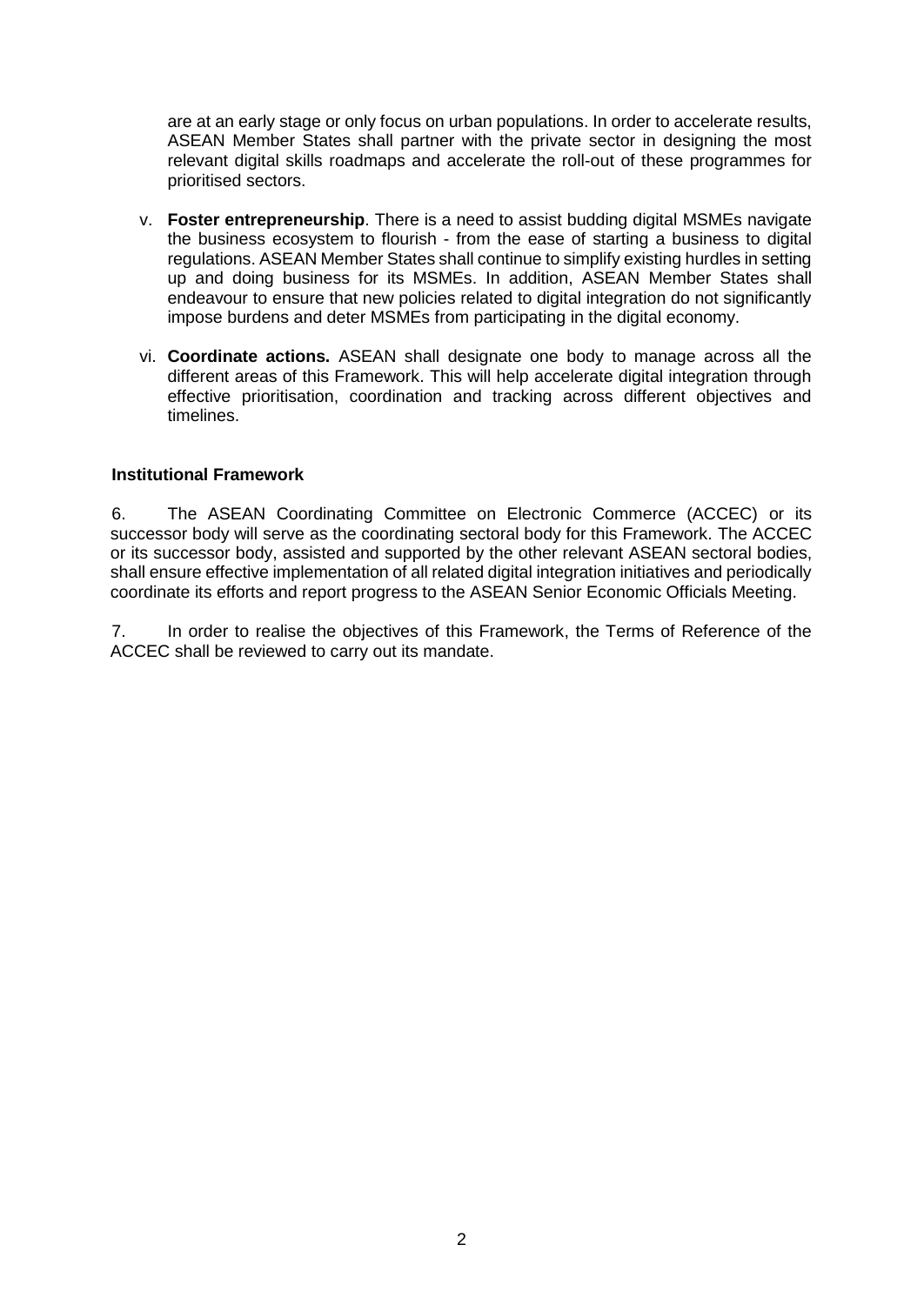are at an early stage or only focus on urban populations. In order to accelerate results, ASEAN Member States shall partner with the private sector in designing the most relevant digital skills roadmaps and accelerate the roll-out of these programmes for prioritised sectors.

v. **Foster entrepreneurship**. There is a need to assist budding digital MSMEs navigate the business ecosystem to flourish - from the ease of starting a business to digital regulations. ASEAN Member States shall continue to simplify existing hurdles in setting up and doing business for its MSMEs. In addition, ASEAN Member States shall endeavour to ensure that new policies related to digital integration do not significantly impose burdens and deter MSMEs from participating in the digital economy.

vi. **Coordinate actions.** ASEAN shall designate one body to manage across all the different areas of this Framework. This will help accelerate digital integration through effective prioritisation, coordination and tracking across different objectives and timelines.

**Institutional Framework**

6. The ASEAN Coordinating Committee on Electronic Commerce (ACCEC) or its successor body will serve as the coordinating sectoral body for this Framework. The ACCEC or its successor body, assisted and supported by the other relevant ASEAN sectoral bodies, shall ensure effective implementation of all related digital integration initiatives and periodically coordinate its efforts and report progress to the ASEAN Senior Economic Officials Meeting.

7. In order to realise the objectives of this Framework, the Terms of Reference of the ACCEC shall be reviewed to carry out its mandate.